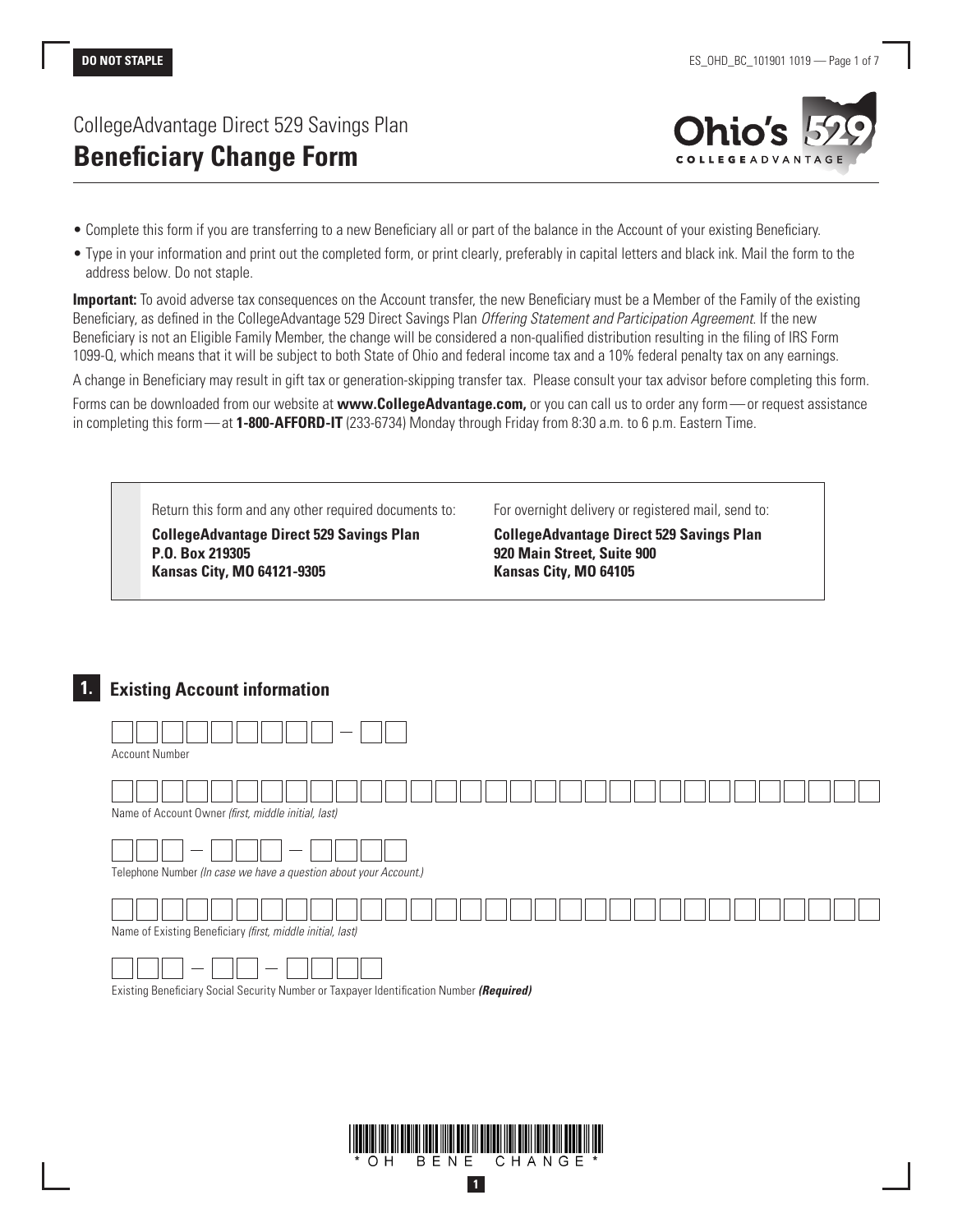**DO NOT STAPLE**

# CollegeAdvantage Direct 529 Savings Plan
# **Beneficiary Change Form**

- Complete this form if you are transferring to a new Beneficiary all or part of the balance in the Account of your existing Beneficiary.
- Type in your information and print out the completed form, or print clearly, preferably in capital letters and black ink. Mail the form to the address below. Do not staple.

**Important:** To avoid adverse tax consequences on the Account transfer, the new Beneficiary must be a Member of the Family of the existing Beneficiary, as defined in the CollegeAdvantage 529 Direct Savings Plan *Offering Statement and Participation Agreement*. If the new Beneficiary is not an Eligible Family Member, the change will be considered a non-qualified distribution resulting in the filing of IRS Form 1099-Q, which means that it will be subject to both State of Ohio and federal income tax and a 10% federal penalty tax on any earnings.

A change in Beneficiary may result in gift tax or generation-skipping transfer tax. Please consult your tax advisor before completing this form.

Forms can be downloaded from our website at **www.CollegeAdvantage.com,** or you can call us to order any form — or request assistance in completing this form — at **1-800-AFFORD-IT** (233-6734) Monday through Friday from 8:30 a.m. to 6 p.m. Eastern Time.

Return this form and any other required documents to:

**CollegeAdvantage Direct 529 Savings Plan**
**P.O. Box 219305**
**Kansas City, MO 64121-9305**

For overnight delivery or registered mail, send to:

**CollegeAdvantage Direct 529 Savings Plan**
**920 Main Street, Suite 900**
**Kansas City, MO 64105**

## 1. Existing Account information

Account Number: ___________ – ___

Name of Account Owner *(first, middle initial, last)*: ______________________________

Telephone Number *(In case we have a question about your Account.)*: ___ – ___ – ____

Name of Existing Beneficiary *(first, middle initial, last)*: ______________________________

Existing Beneficiary Social Security Number or Taxpayer Identification Number ***(Required)***: ___ – __ – ____

*OH BENE CHANGE*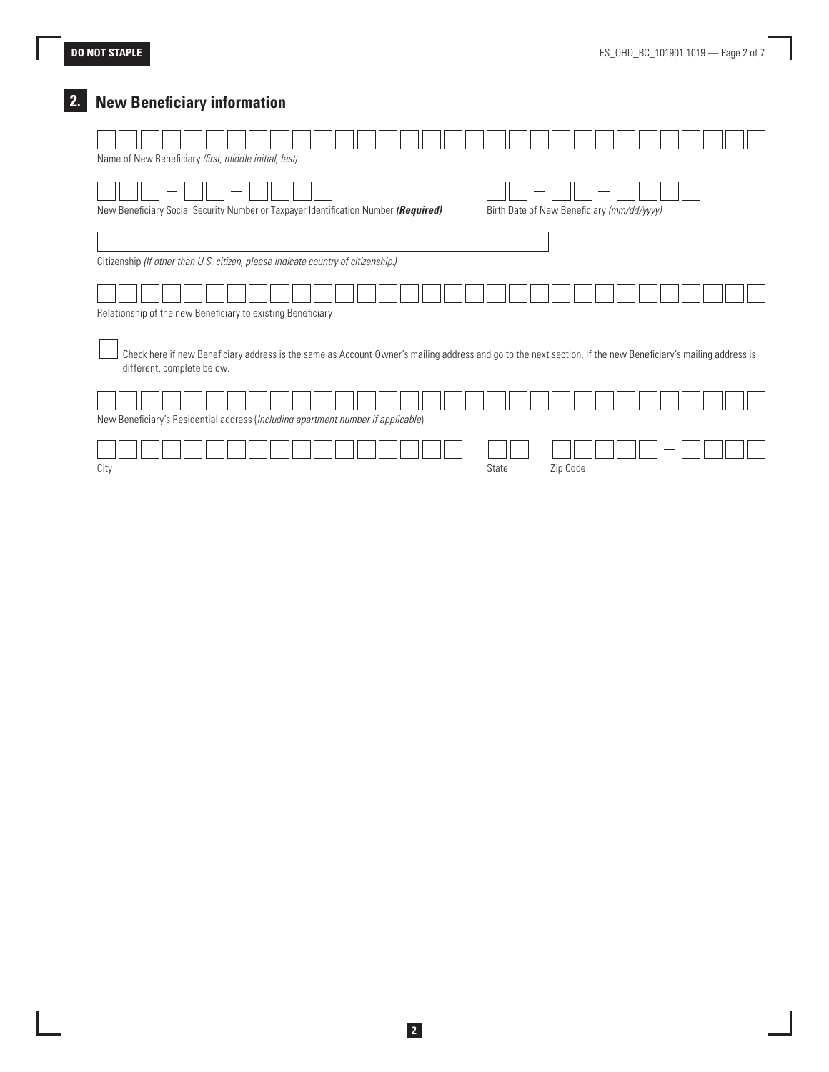DO NOT STAPLE

## 2. New Beneficiary information

Name of New Beneficiary *(first, middle initial, last)*

New Beneficiary Social Security Number or Taxpayer Identification Number ***(Required)***

Birth Date of New Beneficiary *(mm/dd/yyyy)*

Citizenship *(If other than U.S. citizen, please indicate country of citizenship.)*

Relationship of the new Beneficiary to existing Beneficiary

☐ Check here if new Beneficiary address is the same as Account Owner's mailing address and go to the next section. If the new Beneficiary's mailing address is different, complete below.

New Beneficiary's Residential address (*Including apartment number if applicable*)

City

State

Zip Code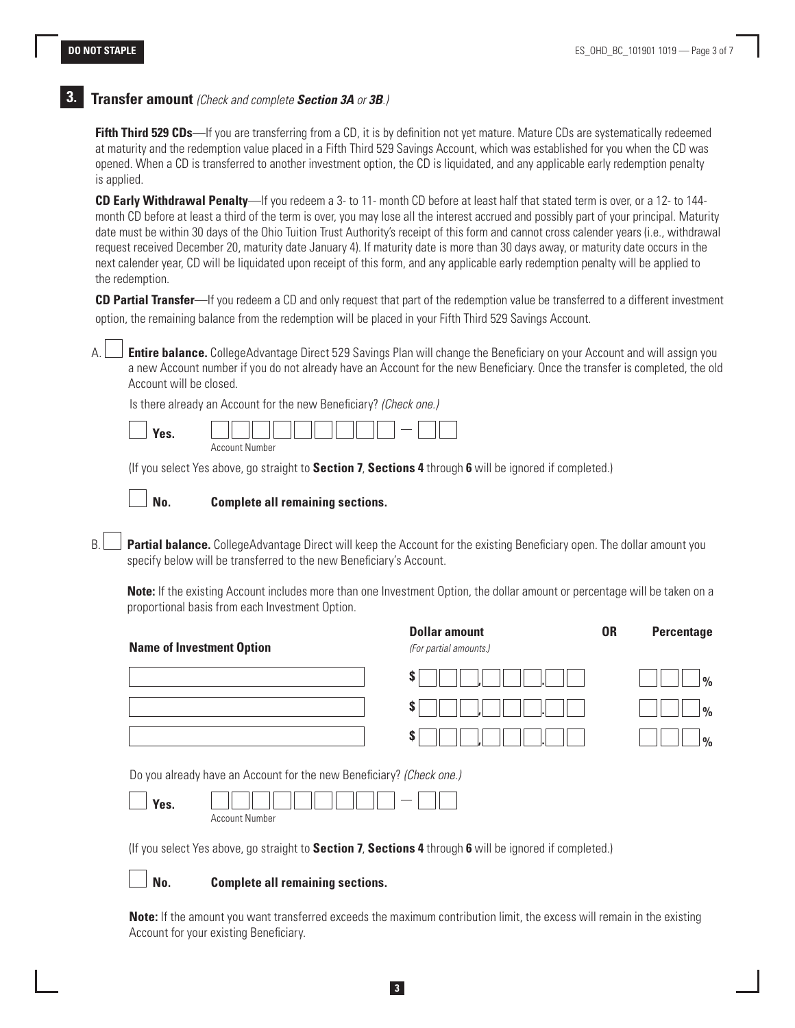## 3. Transfer amount *(Check and complete **Section 3A** or **3B**.)*

**Fifth Third 529 CDs**—If you are transferring from a CD, it is by definition not yet mature. Mature CDs are systematically redeemed at maturity and the redemption value placed in a Fifth Third 529 Savings Account, which was established for you when the CD was opened. When a CD is transferred to another investment option, the CD is liquidated, and any applicable early redemption penalty is applied.

**CD Early Withdrawal Penalty**—If you redeem a 3- to 11- month CD before at least half that stated term is over, or a 12- to 144-month CD before at least a third of the term is over, you may lose all the interest accrued and possibly part of your principal. Maturity date must be within 30 days of the Ohio Tuition Trust Authority's receipt of this form and cannot cross calender years (i.e., withdrawal request received December 20, maturity date January 4). If maturity date is more than 30 days away, or maturity date occurs in the next calender year, CD will be liquidated upon receipt of this form, and any applicable early redemption penalty will be applied to the redemption.

**CD Partial Transfer**—If you redeem a CD and only request that part of the redemption value be transferred to a different investment option, the remaining balance from the redemption will be placed in your Fifth Third 529 Savings Account.

A. ☐ **Entire balance.** CollegeAdvantage Direct 529 Savings Plan will change the Beneficiary on your Account and will assign you a new Account number if you do not already have an Account for the new Beneficiary. Once the transfer is completed, the old Account will be closed.

Is there already an Account for the new Beneficiary? *(Check one.)*

☐ **Yes.** __________ — __ Account Number

(If you select Yes above, go straight to **Section 7**, **Sections 4** through **6** will be ignored if completed.)

☐ **No.** **Complete all remaining sections.**

B. ☐ **Partial balance.** CollegeAdvantage Direct will keep the Account for the existing Beneficiary open. The dollar amount you specify below will be transferred to the new Beneficiary's Account.

**Note:** If the existing Account includes more than one Investment Option, the dollar amount or percentage will be taken on a proportional basis from each Investment Option.

| Name of Investment Option | Dollar amount *(For partial amounts.)* | OR | Percentage |
|---|---|---|---|
| | $ ___,___.__ | | ___% |
| | $ ___,___.__ | | ___% |
| | $ ___,___.__ | | ___% |

Do you already have an Account for the new Beneficiary? *(Check one.)*

☐ **Yes.** __________ — __ Account Number

(If you select Yes above, go straight to **Section 7**, **Sections 4** through **6** will be ignored if completed.)

☐ **No.** **Complete all remaining sections.**

**Note:** If the amount you want transferred exceeds the maximum contribution limit, the excess will remain in the existing Account for your existing Beneficiary.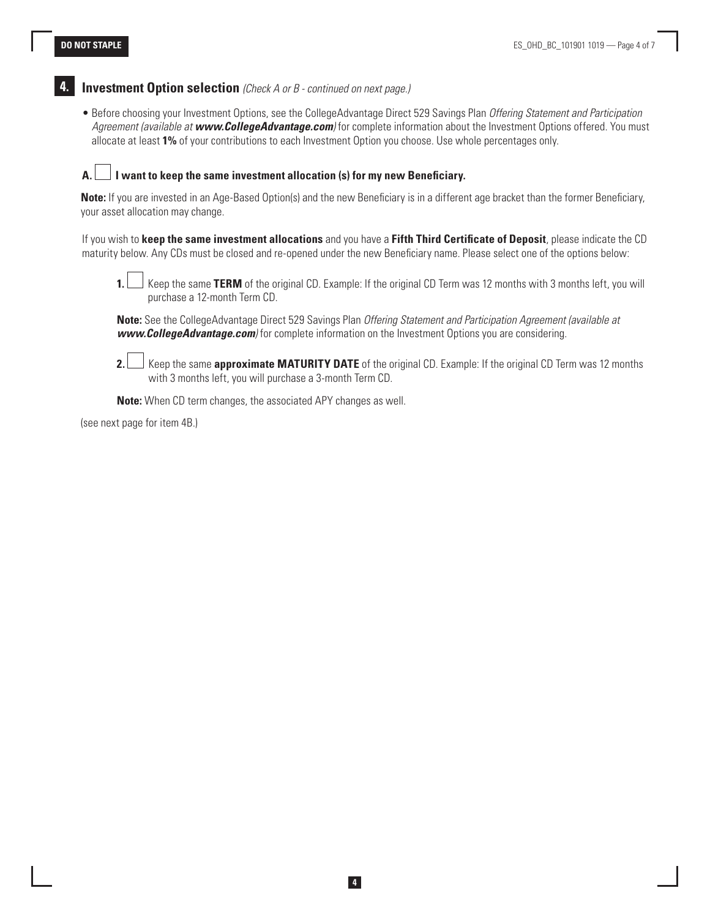## 4. Investment Option selection *(Check A or B - continued on next page.)*

- Before choosing your Investment Options, see the CollegeAdvantage Direct 529 Savings Plan *Offering Statement and Participation Agreement (available at* ***www.CollegeAdvantage.com****)* for complete information about the Investment Options offered. You must allocate at least **1%** of your contributions to each Investment Option you choose. Use whole percentages only.

**A. ☐ I want to keep the same investment allocation (s) for my new Beneficiary.**

**Note:** If you are invested in an Age-Based Option(s) and the new Beneficiary is in a different age bracket than the former Beneficiary, your asset allocation may change.

If you wish to **keep the same investment allocations** and you have a **Fifth Third Certificate of Deposit**, please indicate the CD maturity below. Any CDs must be closed and re-opened under the new Beneficiary name. Please select one of the options below:

**1.** ☐ Keep the same **TERM** of the original CD. Example: If the original CD Term was 12 months with 3 months left, you will purchase a 12-month Term CD.

**Note:** See the CollegeAdvantage Direct 529 Savings Plan *Offering Statement and Participation Agreement (available at* ***www.CollegeAdvantage.com****)* for complete information on the Investment Options you are considering.

**2.** ☐ Keep the same **approximate MATURITY DATE** of the original CD. Example: If the original CD Term was 12 months with 3 months left, you will purchase a 3-month Term CD.

**Note:** When CD term changes, the associated APY changes as well.

(see next page for item 4B.)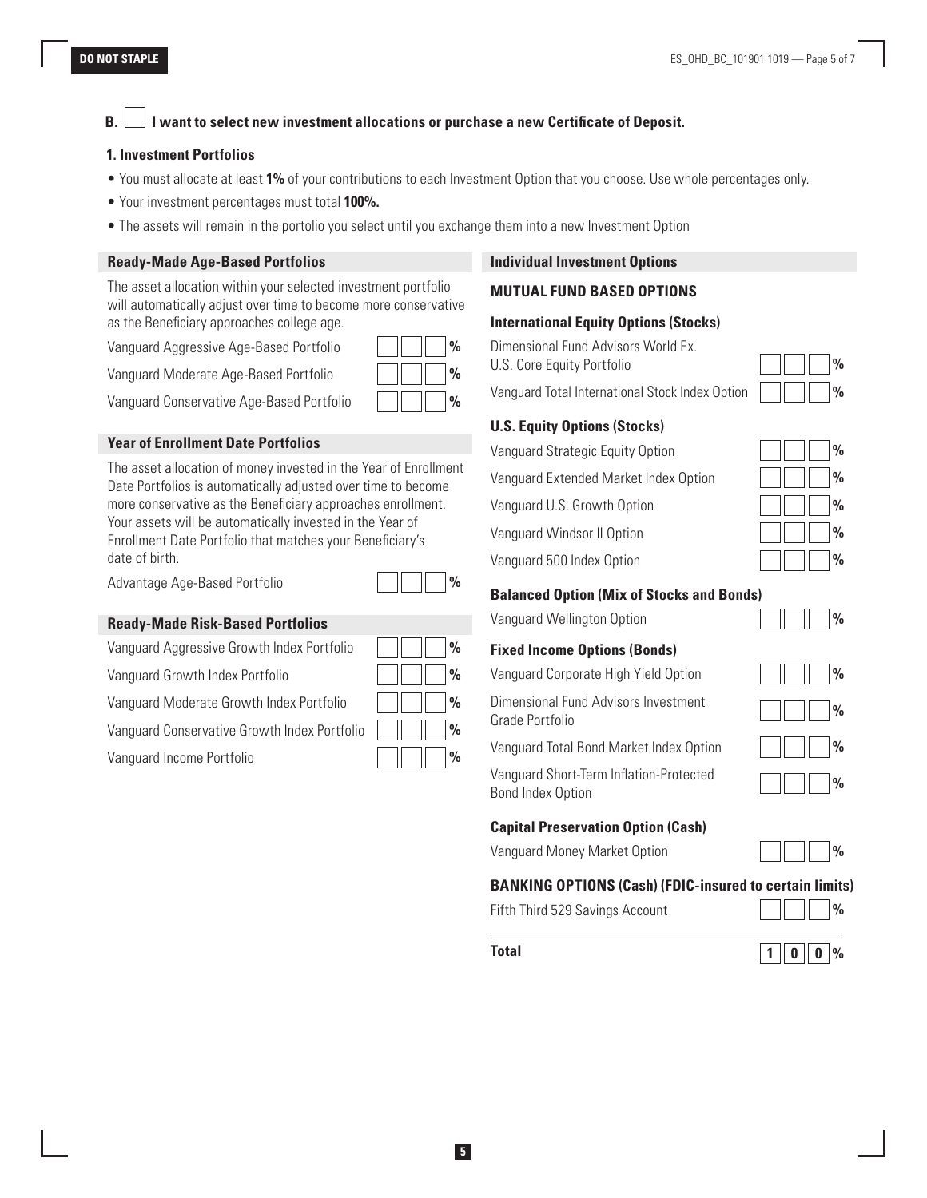**B. ☐ I want to select new investment allocations or purchase a new Certificate of Deposit.**

### 1. Investment Portfolios

- You must allocate at least **1%** of your contributions to each Investment Option that you choose. Use whole percentages only.
- Your investment percentages must total **100%.**
- The assets will remain in the portolio you select until you exchange them into a new Investment Option

#### Ready-Made Age-Based Portfolios

The asset allocation within your selected investment portfolio will automatically adjust over time to become more conservative as the Beneficiary approaches college age.

| Portfolio | Allocation |
|---|---|
| Vanguard Aggressive Age-Based Portfolio | % |
| Vanguard Moderate Age-Based Portfolio | % |
| Vanguard Conservative Age-Based Portfolio | % |

#### Year of Enrollment Date Portfolios

The asset allocation of money invested in the Year of Enrollment Date Portfolios is automatically adjusted over time to become more conservative as the Beneficiary approaches enrollment. Your assets will be automatically invested in the Year of Enrollment Date Portfolio that matches your Beneficiary's date of birth.

| Portfolio | Allocation |
|---|---|
| Advantage Age-Based Portfolio | % |

#### Ready-Made Risk-Based Portfolios

| Portfolio | Allocation |
|---|---|
| Vanguard Aggressive Growth Index Portfolio | % |
| Vanguard Growth Index Portfolio | % |
| Vanguard Moderate Growth Index Portfolio | % |
| Vanguard Conservative Growth Index Portfolio | % |
| Vanguard Income Portfolio | % |

#### Individual Investment Options

**MUTUAL FUND BASED OPTIONS**

**International Equity Options (Stocks)**

| Option | Allocation |
|---|---|
| Dimensional Fund Advisors World Ex. U.S. Core Equity Portfolio | % |
| Vanguard Total International Stock Index Option | % |

**U.S. Equity Options (Stocks)**

| Option | Allocation |
|---|---|
| Vanguard Strategic Equity Option | % |
| Vanguard Extended Market Index Option | % |
| Vanguard U.S. Growth Option | % |
| Vanguard Windsor II Option | % |
| Vanguard 500 Index Option | % |

**Balanced Option (Mix of Stocks and Bonds)**

| Option | Allocation |
|---|---|
| Vanguard Wellington Option | % |

**Fixed Income Options (Bonds)**

| Option | Allocation |
|---|---|
| Vanguard Corporate High Yield Option | % |
| Dimensional Fund Advisors Investment Grade Portfolio | % |
| Vanguard Total Bond Market Index Option | % |
| Vanguard Short-Term Inflation-Protected Bond Index Option | % |

**Capital Preservation Option (Cash)**

| Option | Allocation |
|---|---|
| Vanguard Money Market Option | % |

**BANKING OPTIONS (Cash) (FDIC-insured to certain limits)**

| Option | Allocation |
|---|---|
| Fifth Third 529 Savings Account | % |
| **Total** | **100%** |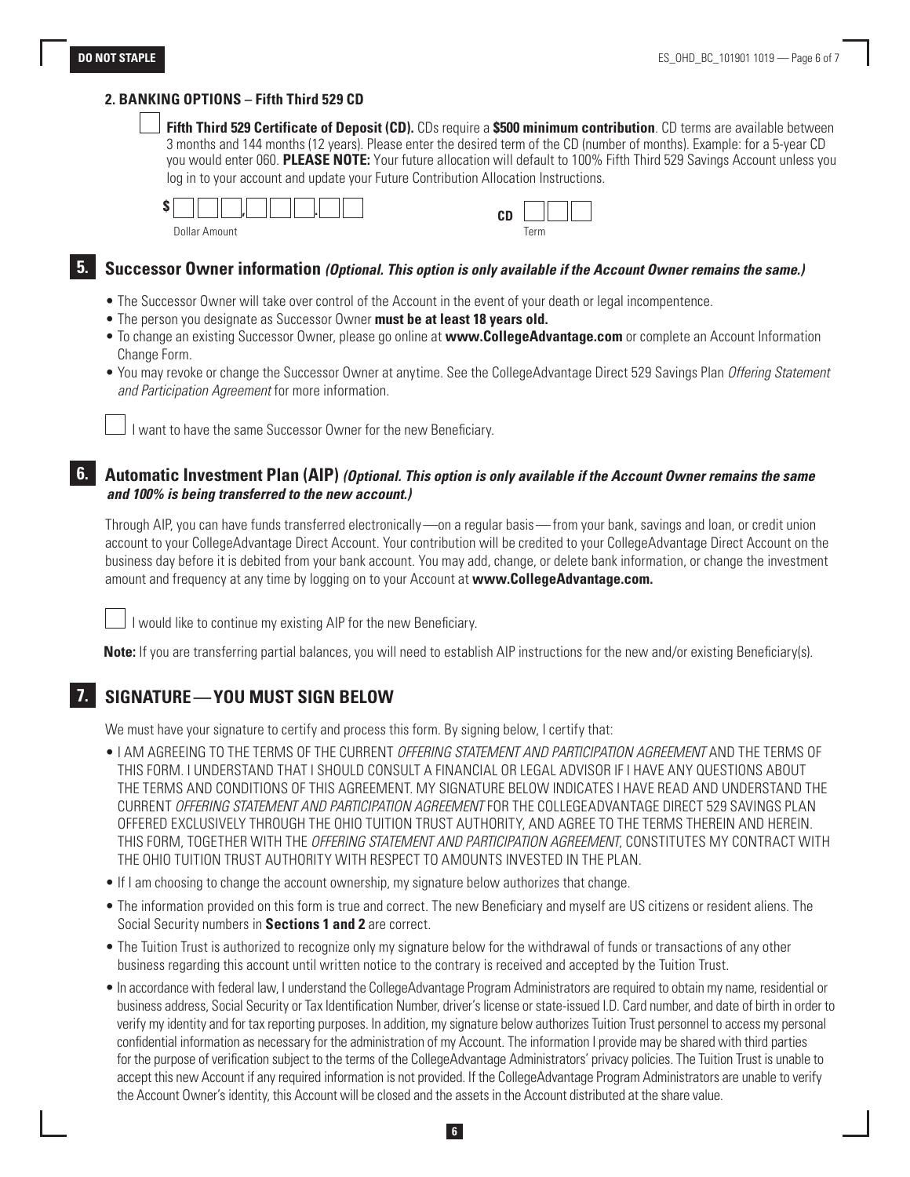**DO NOT STAPLE**

**2. BANKING OPTIONS – Fifth Third 529 CD**

☐ **Fifth Third 529 Certificate of Deposit (CD).** CDs require a **$500 minimum contribution**. CD terms are available between 3 months and 144 months (12 years). Please enter the desired term of the CD (number of months). Example: for a 5-year CD you would enter 060. **PLEASE NOTE:** Your future allocation will default to 100% Fifth Third 529 Savings Account unless you log in to your account and update your Future Contribution Allocation Instructions.

$ ☐☐☐,☐☐☐.☐☐
Dollar Amount

CD ☐☐☐
Term

## 5. Successor Owner information *(Optional. This option is only available if the Account Owner remains the same.)*

- The Successor Owner will take over control of the Account in the event of your death or legal incompentence.
- The person you designate as Successor Owner **must be at least 18 years old.**
- To change an existing Successor Owner, please go online at **www.CollegeAdvantage.com** or complete an Account Information Change Form.
- You may revoke or change the Successor Owner at anytime. See the CollegeAdvantage Direct 529 Savings Plan *Offering Statement and Participation Agreement* for more information.

☐ I want to have the same Successor Owner for the new Beneficiary.

## 6. Automatic Investment Plan (AIP) *(Optional. This option is only available if the Account Owner remains the same and 100% is being transferred to the new account.)*

Through AIP, you can have funds transferred electronically—on a regular basis—from your bank, savings and loan, or credit union account to your CollegeAdvantage Direct Account. Your contribution will be credited to your CollegeAdvantage Direct Account on the business day before it is debited from your bank account. You may add, change, or delete bank information, or change the investment amount and frequency at any time by logging on to your Account at **www.CollegeAdvantage.com.**

☐ I would like to continue my existing AIP for the new Beneficiary.

**Note:** If you are transferring partial balances, you will need to establish AIP instructions for the new and/or existing Beneficiary(s).

## 7. SIGNATURE—YOU MUST SIGN BELOW

We must have your signature to certify and process this form. By signing below, I certify that:

- I AM AGREEING TO THE TERMS OF THE CURRENT *OFFERING STATEMENT AND PARTICIPATION AGREEMENT* AND THE TERMS OF THIS FORM. I UNDERSTAND THAT I SHOULD CONSULT A FINANCIAL OR LEGAL ADVISOR IF I HAVE ANY QUESTIONS ABOUT THE TERMS AND CONDITIONS OF THIS AGREEMENT. MY SIGNATURE BELOW INDICATES I HAVE READ AND UNDERSTAND THE CURRENT *OFFERING STATEMENT AND PARTICIPATION AGREEMENT* FOR THE COLLEGEADVANTAGE DIRECT 529 SAVINGS PLAN OFFERED EXCLUSIVELY THROUGH THE OHIO TUITION TRUST AUTHORITY, AND AGREE TO THE TERMS THEREIN AND HEREIN. THIS FORM, TOGETHER WITH THE *OFFERING STATEMENT AND PARTICIPATION AGREEMENT*, CONSTITUTES MY CONTRACT WITH THE OHIO TUITION TRUST AUTHORITY WITH RESPECT TO AMOUNTS INVESTED IN THE PLAN.
- If I am choosing to change the account ownership, my signature below authorizes that change.
- The information provided on this form is true and correct. The new Beneficiary and myself are US citizens or resident aliens. The Social Security numbers in **Sections 1 and 2** are correct.
- The Tuition Trust is authorized to recognize only my signature below for the withdrawal of funds or transactions of any other business regarding this account until written notice to the contrary is received and accepted by the Tuition Trust.
- In accordance with federal law, I understand the CollegeAdvantage Program Administrators are required to obtain my name, residential or business address, Social Security or Tax Identification Number, driver's license or state-issued I.D. Card number, and date of birth in order to verify my identity and for tax reporting purposes. In addition, my signature below authorizes Tuition Trust personnel to access my personal confidential information as necessary for the administration of my Account. The information I provide may be shared with third parties for the purpose of verification subject to the terms of the CollegeAdvantage Administrators' privacy policies. The Tuition Trust is unable to accept this new Account if any required information is not provided. If the CollegeAdvantage Program Administrators are unable to verify the Account Owner's identity, this Account will be closed and the assets in the Account distributed at the share value.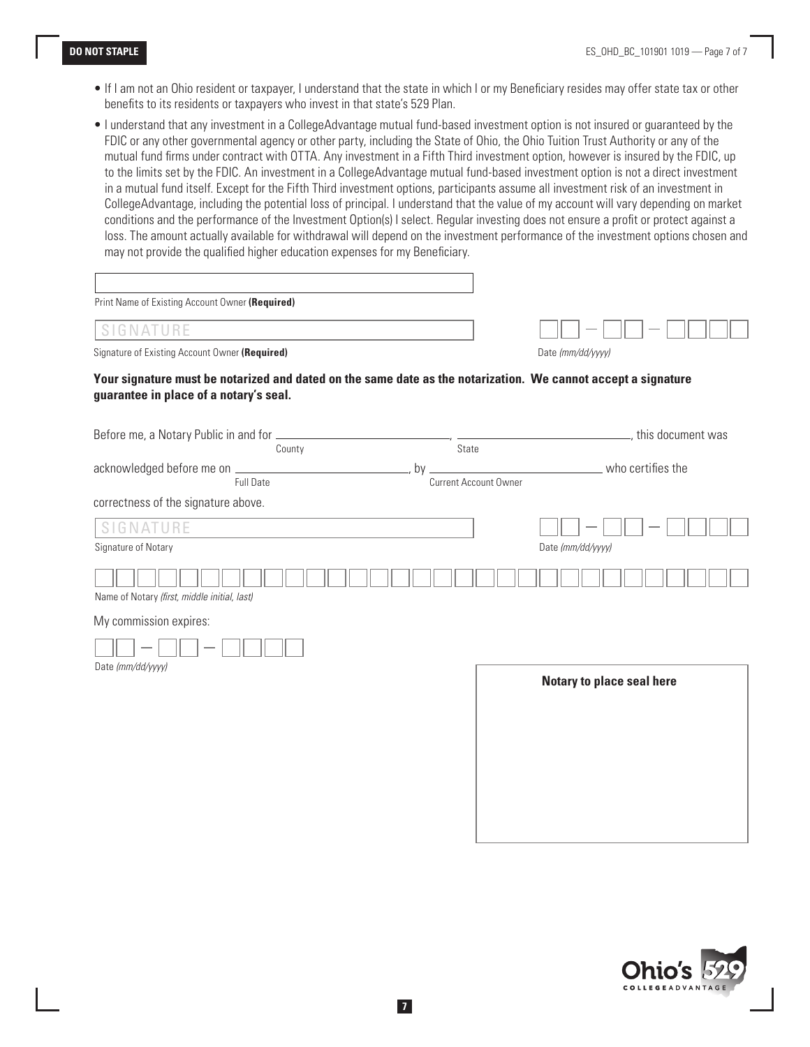- If I am not an Ohio resident or taxpayer, I understand that the state in which I or my Beneficiary resides may offer state tax or other benefits to its residents or taxpayers who invest in that state's 529 Plan.
- I understand that any investment in a CollegeAdvantage mutual fund-based investment option is not insured or guaranteed by the FDIC or any other governmental agency or other party, including the State of Ohio, the Ohio Tuition Trust Authority or any of the mutual fund firms under contract with OTTA. Any investment in a Fifth Third investment option, however is insured by the FDIC, up to the limits set by the FDIC. An investment in a CollegeAdvantage mutual fund-based investment option is not a direct investment in a mutual fund itself. Except for the Fifth Third investment options, participants assume all investment risk of an investment in CollegeAdvantage, including the potential loss of principal. I understand that the value of my account will vary depending on market conditions and the performance of the Investment Option(s) I select. Regular investing does not ensure a profit or protect against a loss. The amount actually available for withdrawal will depend on the investment performance of the investment options chosen and may not provide the qualified higher education expenses for my Beneficiary.

Print Name of Existing Account Owner **(Required)**

SIGNATURE

Signature of Existing Account Owner **(Required)**

Date *(mm/dd/yyyy)*

**Your signature must be notarized and dated on the same date as the notarization. We cannot accept a signature guarantee in place of a notary's seal.**

Before me, a Notary Public in and for ______________ (County), ______________ (State), this document was acknowledged before me on ______________ (Full Date), by ______________ (Current Account Owner) who certifies the correctness of the signature above.

SIGNATURE

Signature of Notary

Date *(mm/dd/yyyy)*

Name of Notary *(first, middle initial, last)*

My commission expires:

Date *(mm/dd/yyyy)*

**Notary to place seal here**